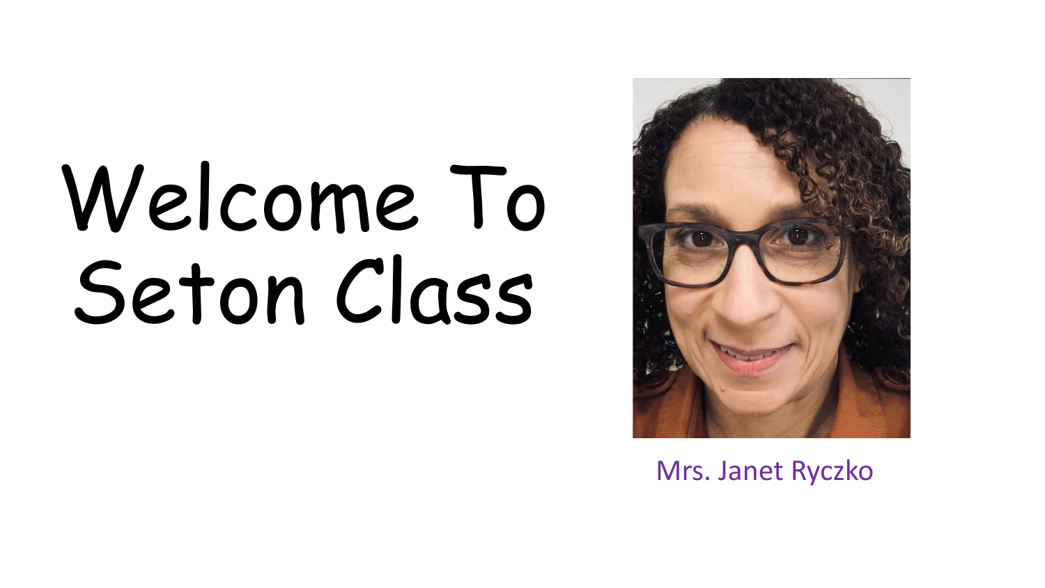# Welcome To Seton Class

Mrs. Janet Ryczko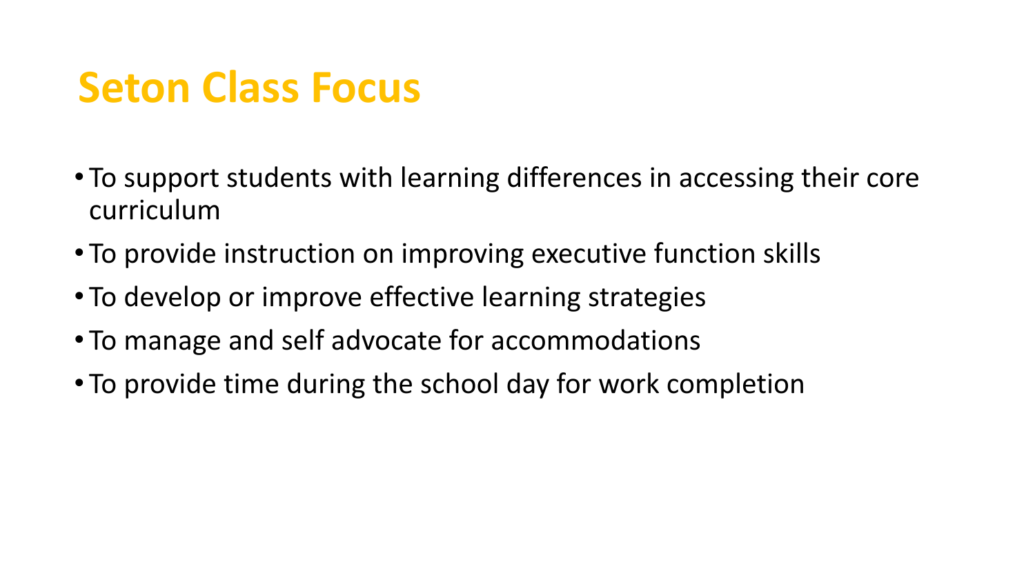# Seton Class Focus

- To support students with learning differences in accessing their core curriculum
- To provide instruction on improving executive function skills
- To develop or improve effective learning strategies
- To manage and self advocate for accommodations
- To provide time during the school day for work completion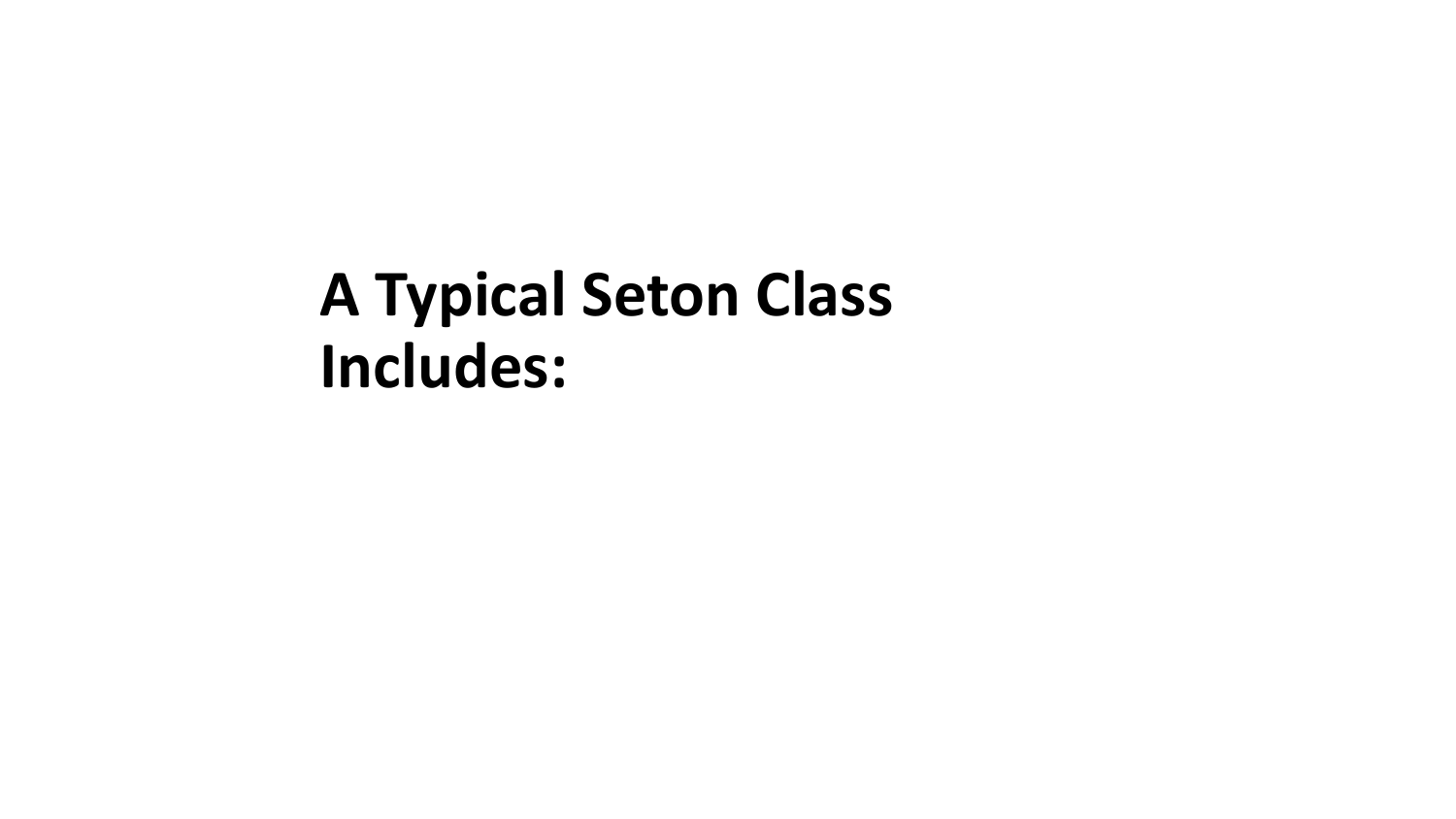# A Typical Seton Class Includes: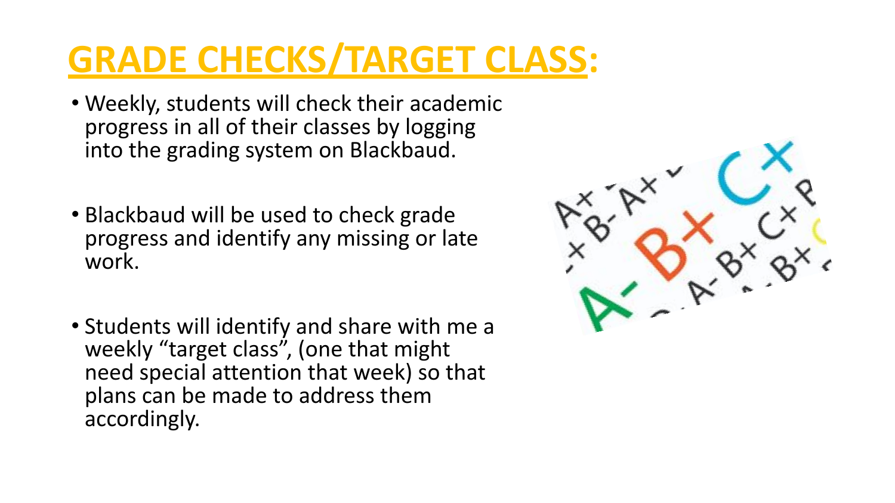# GRADE CHECKS/TARGET CLASS:

- Weekly, students will check their academic progress in all of their classes by logging into the grading system on Blackbaud.

- Blackbaud will be used to check grade progress and identify any missing or late work.

- Students will identify and share with me a weekly "target class", (one that might need special attention that week) so that plans can be made to address them accordingly.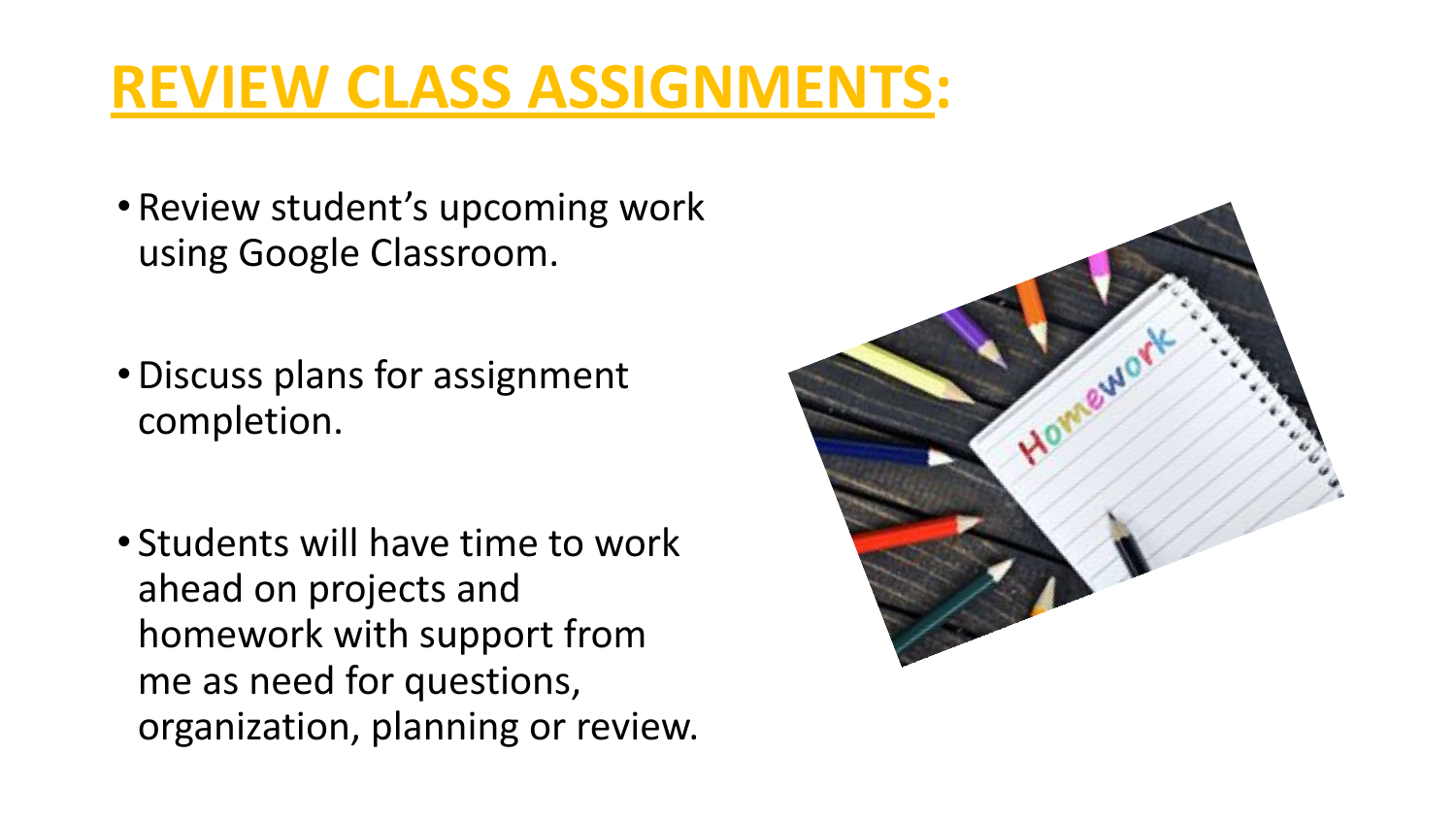# REVIEW CLASS ASSIGNMENTS:

- Review student’s upcoming work using Google Classroom.
- Discuss plans for assignment completion.
- Students will have time to work ahead on projects and homework with support from me as need for questions, organization, planning or review.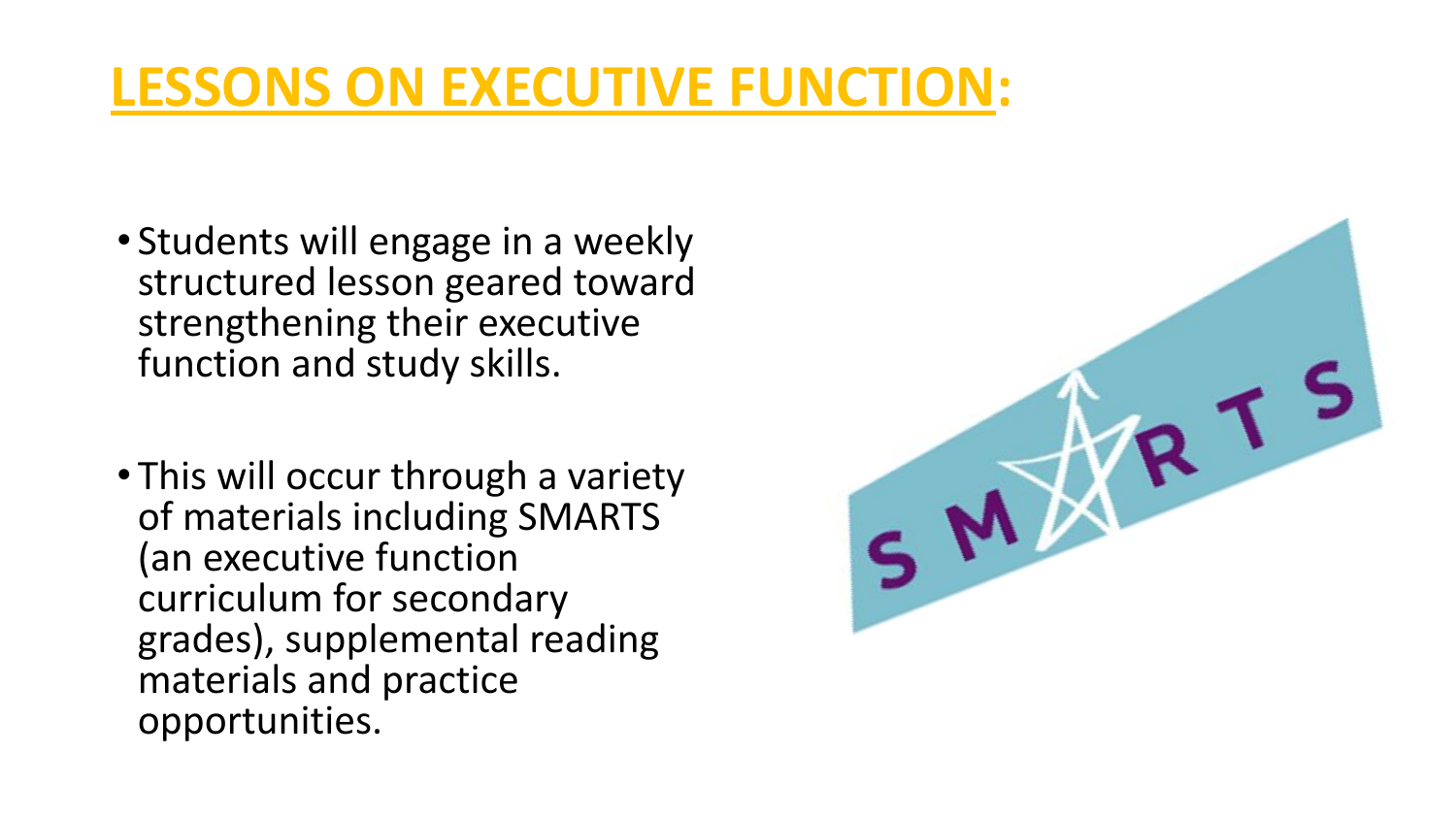# LESSONS ON EXECUTIVE FUNCTION:

- Students will engage in a weekly structured lesson geared toward strengthening their executive function and study skills.
- This will occur through a variety of materials including SMARTS (an executive function curriculum for secondary grades), supplemental reading materials and practice opportunities.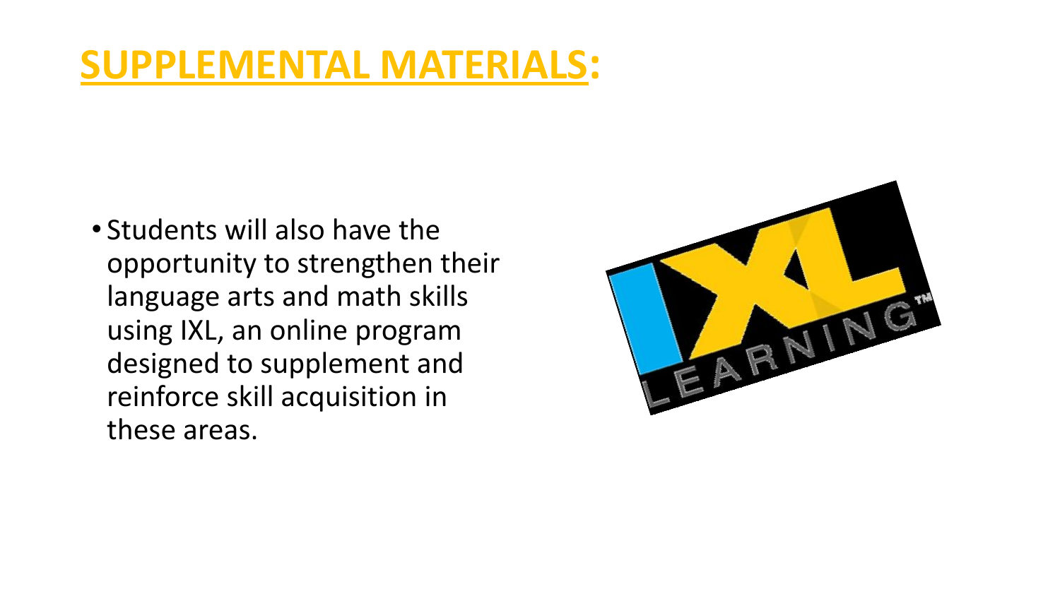# SUPPLEMENTAL MATERIALS:

- Students will also have the opportunity to strengthen their language arts and math skills using IXL, an online program designed to supplement and reinforce skill acquisition in these areas.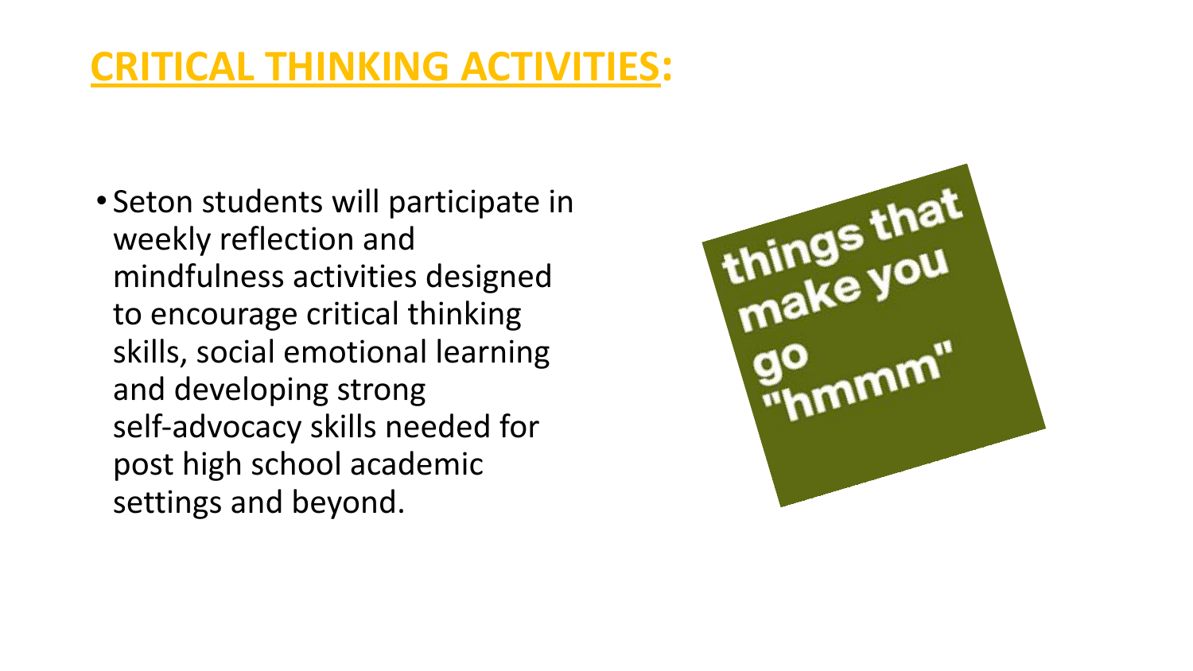# CRITICAL THINKING ACTIVITIES:

- Seton students will participate in weekly reflection and mindfulness activities designed to encourage critical thinking skills, social emotional learning and developing strong self-advocacy skills needed for post high school academic settings and beyond.

things that make you go "hmmm"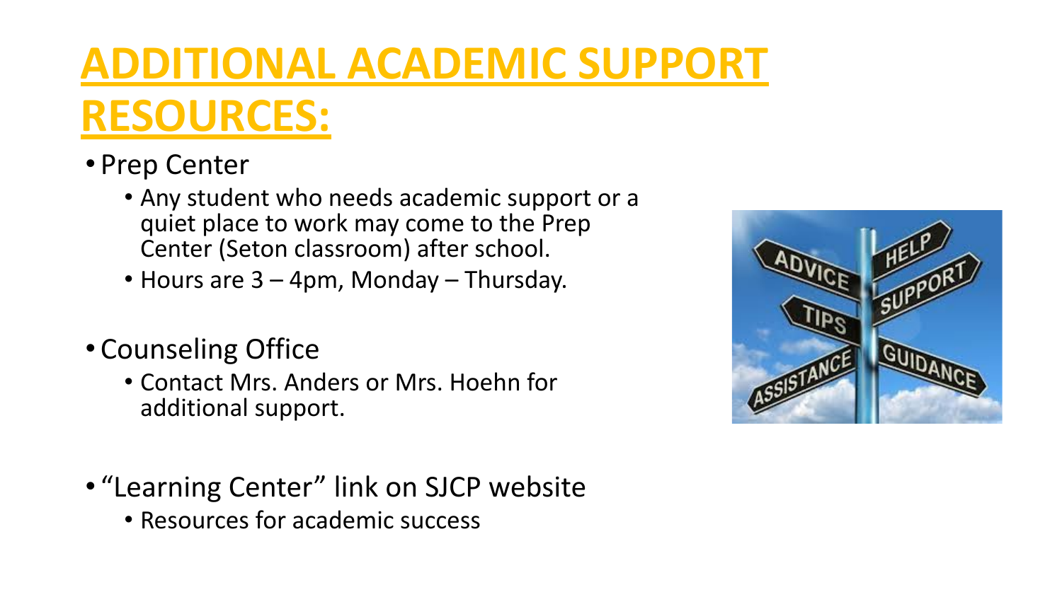# ADDITIONAL ACADEMIC SUPPORT RESOURCES:

- Prep Center
  - Any student who needs academic support or a quiet place to work may come to the Prep Center (Seton classroom) after school.
  - Hours are 3 – 4pm, Monday – Thursday.
- Counseling Office
  - Contact Mrs. Anders or Mrs. Hoehn for additional support.
- “Learning Center” link on SJCP website
  - Resources for academic success